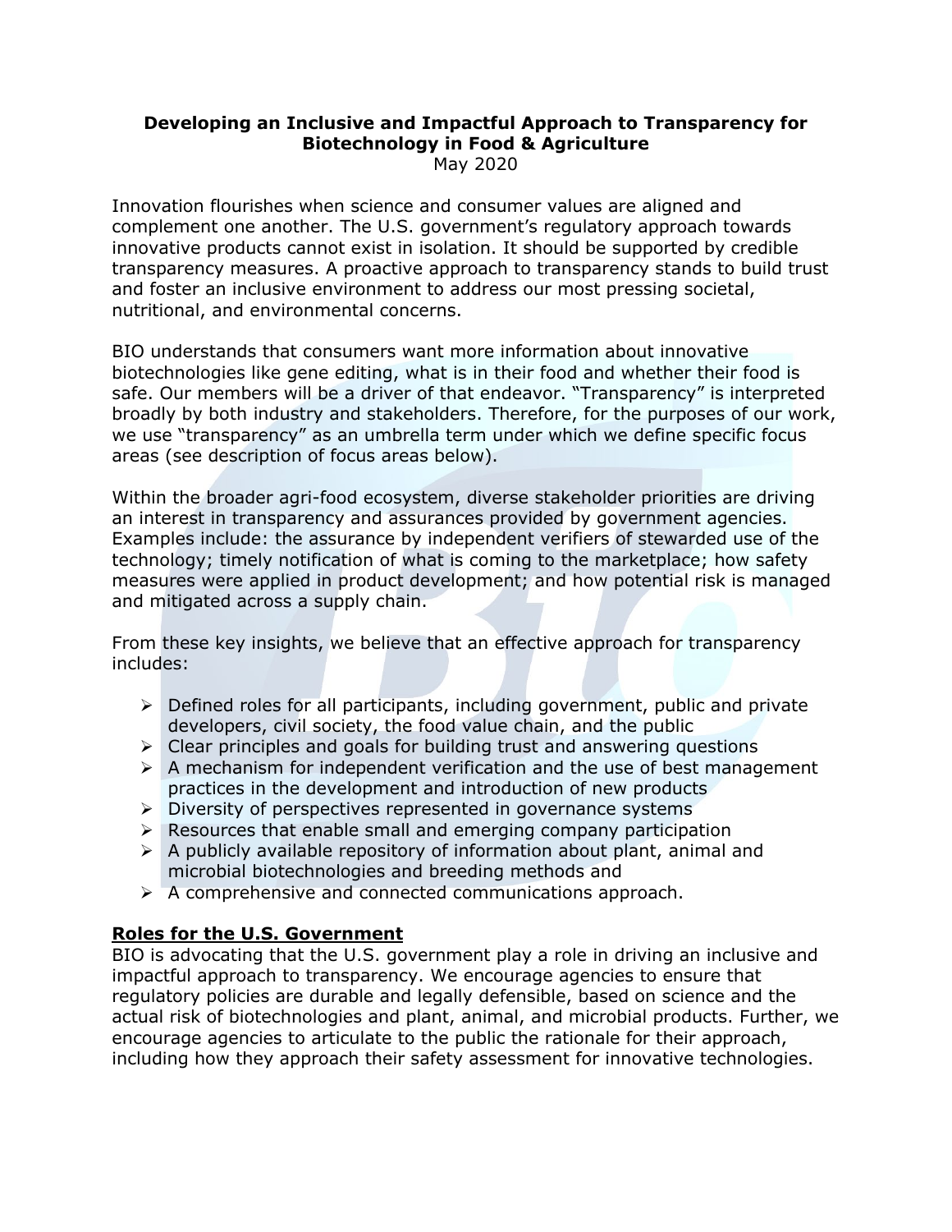# Developing an Inclusive and Impactful Approach to Transparency for Biotechnology in Food & Agriculture

May 2020

Innovation flourishes when science and consumer values are aligned and complement one another. The U.S. government's regulatory approach towards innovative products cannot exist in isolation. It should be supported by credible transparency measures. A proactive approach to transparency stands to build trust and foster an inclusive environment to address our most pressing societal, nutritional, and environmental concerns.

BIO understands that consumers want more information about innovative biotechnologies like gene editing, what is in their food and whether their food is safe. Our members will be a driver of that endeavor. "Transparency" is interpreted broadly by both industry and stakeholders. Therefore, for the purposes of our work, we use "transparency" as an umbrella term under which we define specific focus areas (see description of focus areas below).

Within the broader agri-food ecosystem, diverse stakeholder priorities are driving an interest in transparency and assurances provided by government agencies. Examples include: the assurance by independent verifiers of stewarded use of the technology; timely notification of what is coming to the marketplace; how safety measures were applied in product development; and how potential risk is managed and mitigated across a supply chain.

From these key insights, we believe that an effective approach for transparency includes:

- Defined roles for all participants, including government, public and private developers, civil society, the food value chain, and the public
- Clear principles and goals for building trust and answering questions
- A mechanism for independent verification and the use of best management practices in the development and introduction of new products
- Diversity of perspectives represented in governance systems
- Resources that enable small and emerging company participation
- A publicly available repository of information about plant, animal and microbial biotechnologies and breeding methods and
- A comprehensive and connected communications approach.

## Roles for the U.S. Government

BIO is advocating that the U.S. government play a role in driving an inclusive and impactful approach to transparency. We encourage agencies to ensure that regulatory policies are durable and legally defensible, based on science and the actual risk of biotechnologies and plant, animal, and microbial products. Further, we encourage agencies to articulate to the public the rationale for their approach, including how they approach their safety assessment for innovative technologies.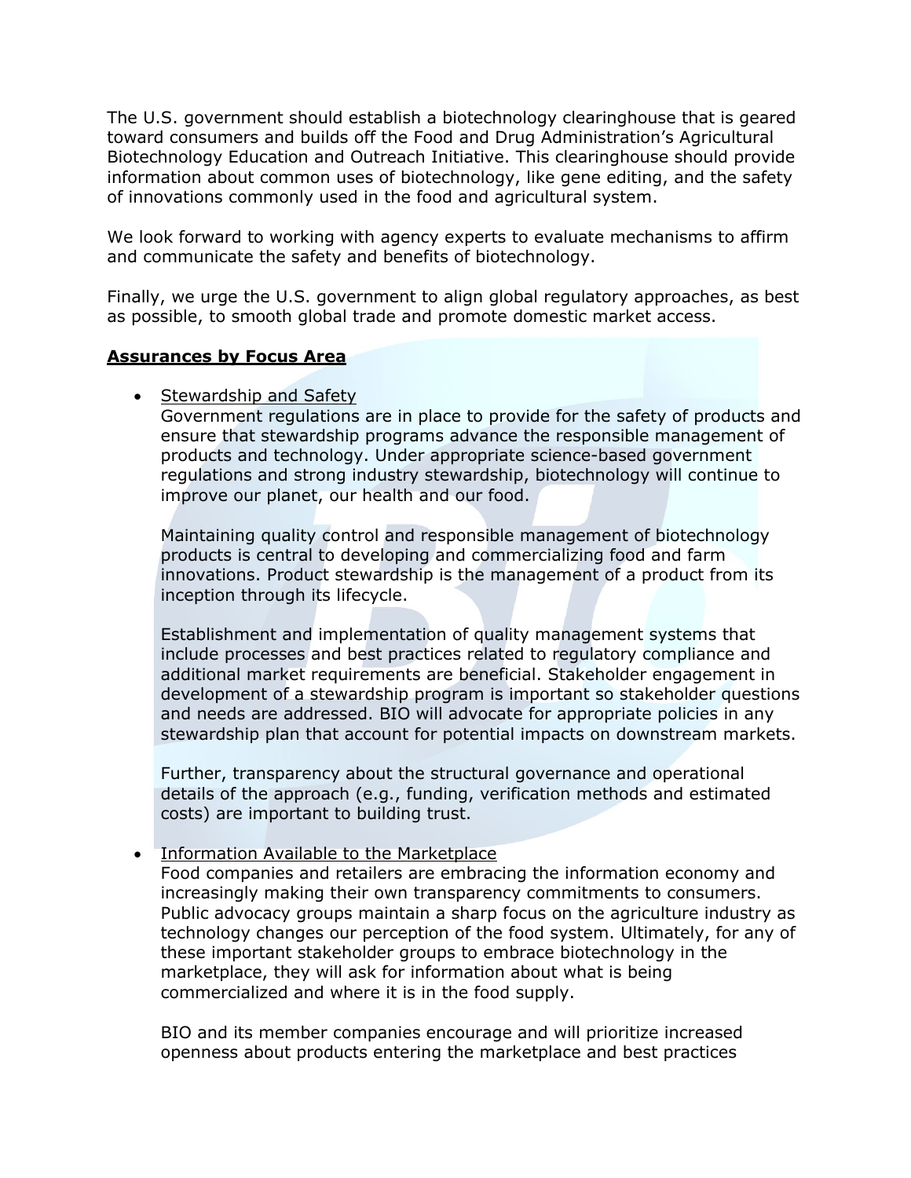The U.S. government should establish a biotechnology clearinghouse that is geared toward consumers and builds off the Food and Drug Administration's Agricultural Biotechnology Education and Outreach Initiative. This clearinghouse should provide information about common uses of biotechnology, like gene editing, and the safety of innovations commonly used in the food and agricultural system.

We look forward to working with agency experts to evaluate mechanisms to affirm and communicate the safety and benefits of biotechnology.

Finally, we urge the U.S. government to align global regulatory approaches, as best as possible, to smooth global trade and promote domestic market access.

**Assurances by Focus Area**

- Stewardship and Safety

  Government regulations are in place to provide for the safety of products and ensure that stewardship programs advance the responsible management of products and technology. Under appropriate science-based government regulations and strong industry stewardship, biotechnology will continue to improve our planet, our health and our food.

  Maintaining quality control and responsible management of biotechnology products is central to developing and commercializing food and farm innovations. Product stewardship is the management of a product from its inception through its lifecycle.

  Establishment and implementation of quality management systems that include processes and best practices related to regulatory compliance and additional market requirements are beneficial. Stakeholder engagement in development of a stewardship program is important so stakeholder questions and needs are addressed. BIO will advocate for appropriate policies in any stewardship plan that account for potential impacts on downstream markets.

  Further, transparency about the structural governance and operational details of the approach (e.g., funding, verification methods and estimated costs) are important to building trust.

- Information Available to the Marketplace

  Food companies and retailers are embracing the information economy and increasingly making their own transparency commitments to consumers. Public advocacy groups maintain a sharp focus on the agriculture industry as technology changes our perception of the food system. Ultimately, for any of these important stakeholder groups to embrace biotechnology in the marketplace, they will ask for information about what is being commercialized and where it is in the food supply.

  BIO and its member companies encourage and will prioritize increased openness about products entering the marketplace and best practices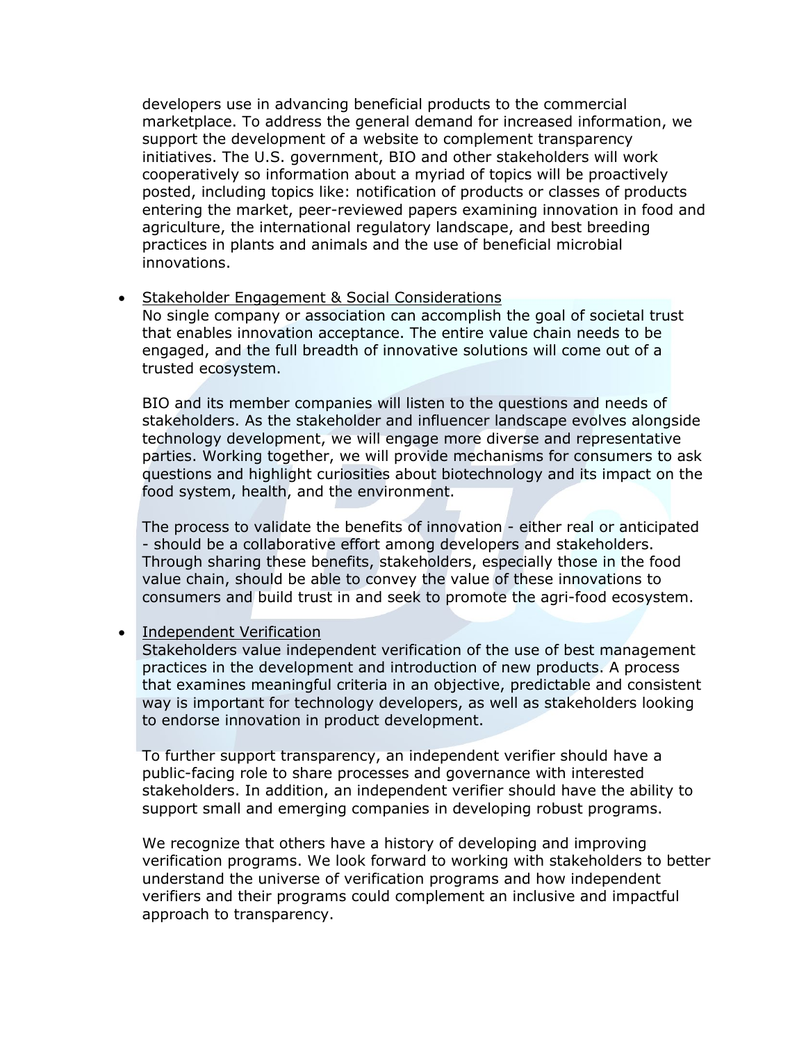developers use in advancing beneficial products to the commercial marketplace. To address the general demand for increased information, we support the development of a website to complement transparency initiatives. The U.S. government, BIO and other stakeholders will work cooperatively so information about a myriad of topics will be proactively posted, including topics like: notification of products or classes of products entering the market, peer-reviewed papers examining innovation in food and agriculture, the international regulatory landscape, and best breeding practices in plants and animals and the use of beneficial microbial innovations.

- <u>Stakeholder Engagement & Social Considerations</u>
  No single company or association can accomplish the goal of societal trust that enables innovation acceptance. The entire value chain needs to be engaged, and the full breadth of innovative solutions will come out of a trusted ecosystem.

  BIO and its member companies will listen to the questions and needs of stakeholders. As the stakeholder and influencer landscape evolves alongside technology development, we will engage more diverse and representative parties. Working together, we will provide mechanisms for consumers to ask questions and highlight curiosities about biotechnology and its impact on the food system, health, and the environment.

  The process to validate the benefits of innovation - either real or anticipated - should be a collaborative effort among developers and stakeholders. Through sharing these benefits, stakeholders, especially those in the food value chain, should be able to convey the value of these innovations to consumers and build trust in and seek to promote the agri-food ecosystem.

- <u>Independent Verification</u>
  Stakeholders value independent verification of the use of best management practices in the development and introduction of new products. A process that examines meaningful criteria in an objective, predictable and consistent way is important for technology developers, as well as stakeholders looking to endorse innovation in product development.

  To further support transparency, an independent verifier should have a public-facing role to share processes and governance with interested stakeholders. In addition, an independent verifier should have the ability to support small and emerging companies in developing robust programs.

  We recognize that others have a history of developing and improving verification programs. We look forward to working with stakeholders to better understand the universe of verification programs and how independent verifiers and their programs could complement an inclusive and impactful approach to transparency.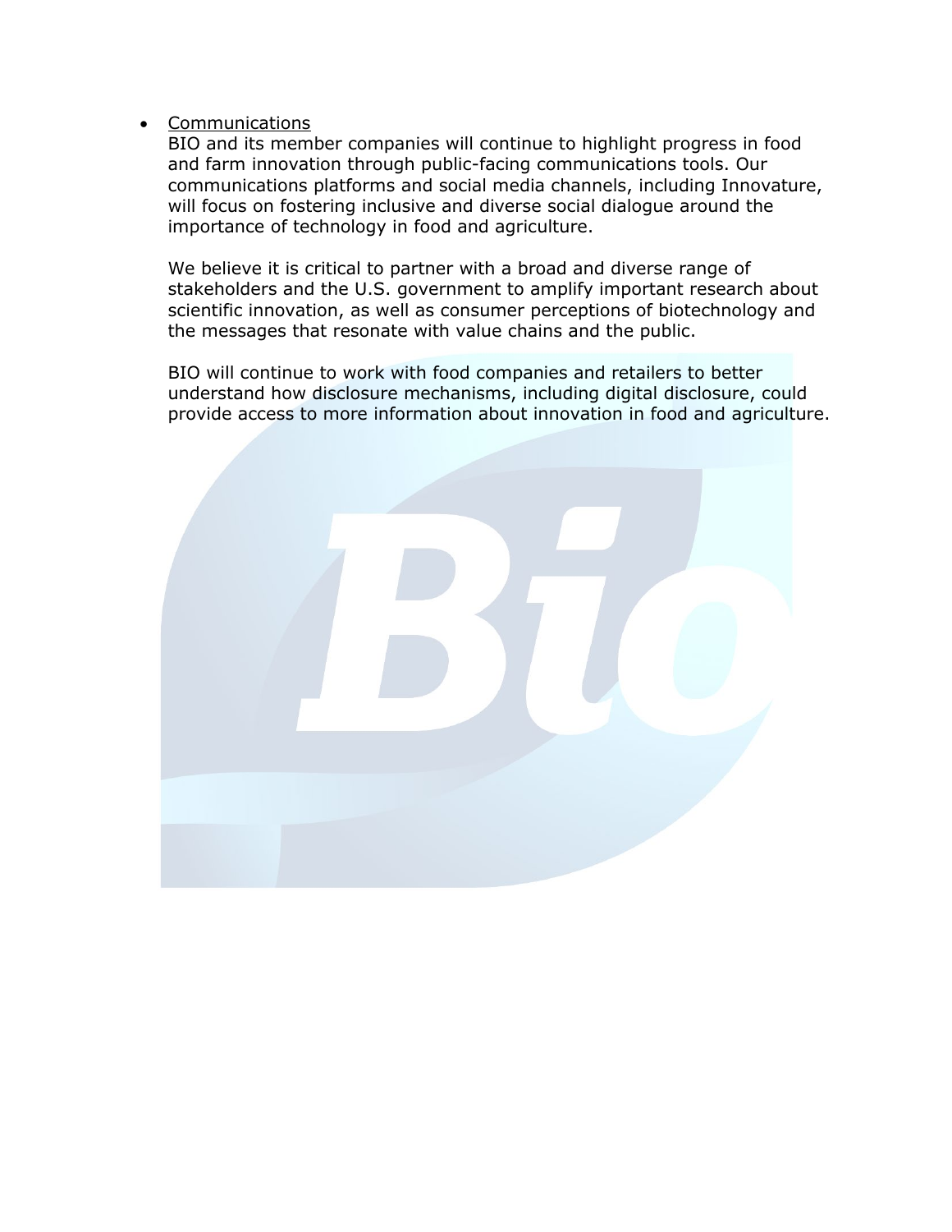- Communications

  BIO and its member companies will continue to highlight progress in food and farm innovation through public-facing communications tools. Our communications platforms and social media channels, including Innovature, will focus on fostering inclusive and diverse social dialogue around the importance of technology in food and agriculture.

  We believe it is critical to partner with a broad and diverse range of stakeholders and the U.S. government to amplify important research about scientific innovation, as well as consumer perceptions of biotechnology and the messages that resonate with value chains and the public.

  BIO will continue to work with food companies and retailers to better understand how disclosure mechanisms, including digital disclosure, could provide access to more information about innovation in food and agriculture.